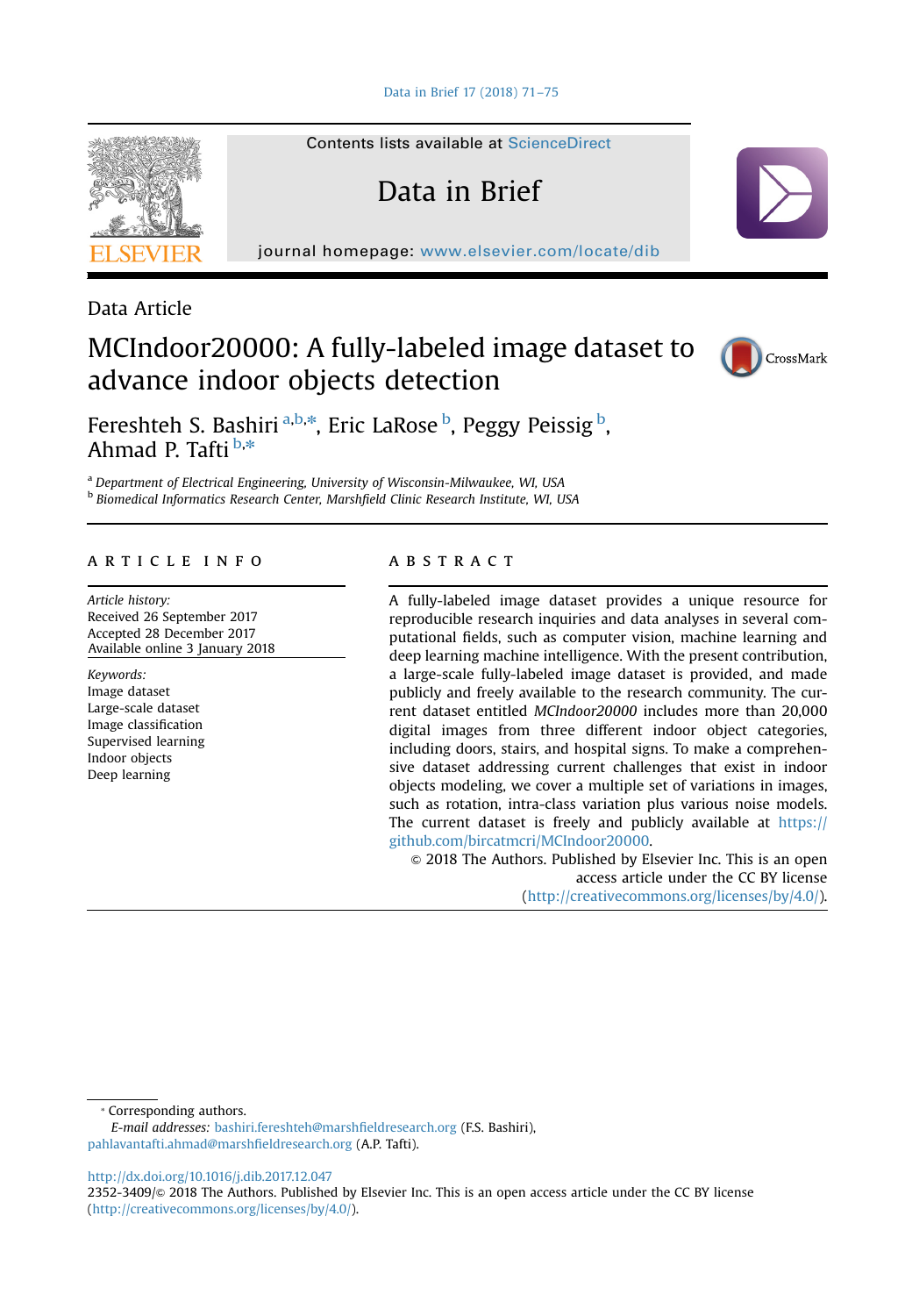Data Article

# MCIndoor20000: A fully-labeled image dataset to advance indoor objects detection

Fereshteh S. Bashiri [a,b,*], Eric LaRose [b], Peggy Peissig [b], Ahmad P. Tafti [b,*]

[a] Department of Electrical Engineering, University of Wisconsin-Milwaukee, WI, USA
[b] Biomedical Informatics Research Center, Marshfield Clinic Research Institute, WI, USA

## ARTICLE INFO

*Article history:*
Received 26 September 2017
Accepted 28 December 2017
Available online 3 January 2018

*Keywords:*
Image dataset
Large-scale dataset
Image classification
Supervised learning
Indoor objects
Deep learning

## ABSTRACT

A fully-labeled image dataset provides a unique resource for reproducible research inquiries and data analyses in several computational fields, such as computer vision, machine learning and deep learning machine intelligence. With the present contribution, a large-scale fully-labeled image dataset is provided, and made publicly and freely available to the research community. The current dataset entitled *MCIndoor20000* includes more than 20,000 digital images from three different indoor object categories, including doors, stairs, and hospital signs. To make a comprehensive dataset addressing current challenges that exist in indoor objects modeling, we cover a multiple set of variations in images, such as rotation, intra-class variation plus various noise models. The current dataset is freely and publicly available at https://github.com/bircatmcri/MCIndoor20000.

© 2018 The Authors. Published by Elsevier Inc. This is an open access article under the CC BY license (http://creativecommons.org/licenses/by/4.0/).

---

* Corresponding authors.
*E-mail addresses:* bashiri.fereshteh@marshfieldresearch.org (F.S. Bashiri), pahlavantafti.ahmad@marshfieldresearch.org (A.P. Tafti).

http://dx.doi.org/10.1016/j.dib.2017.12.047
2352-3409/© 2018 The Authors. Published by Elsevier Inc. This is an open access article under the CC BY license (http://creativecommons.org/licenses/by/4.0/).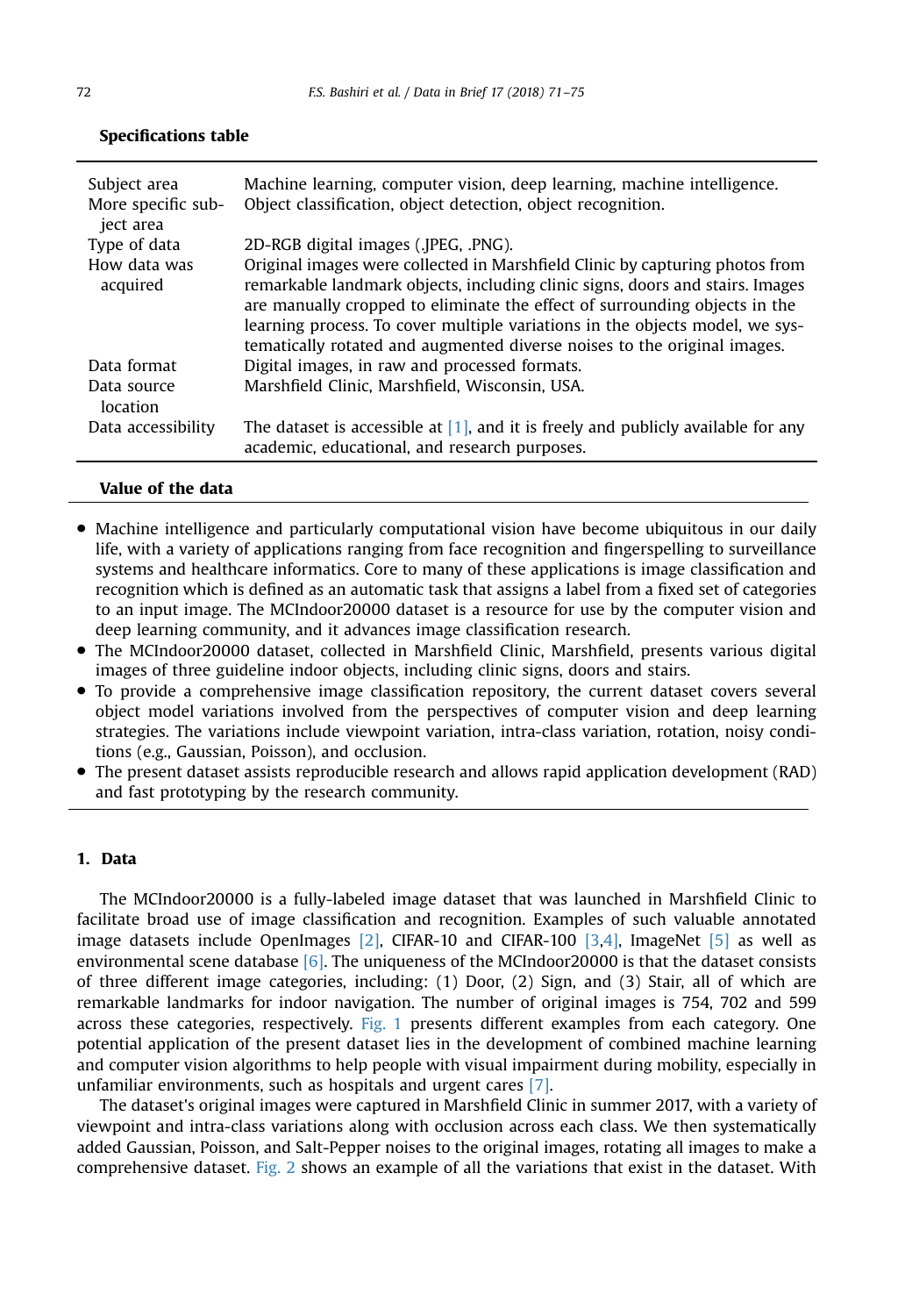**Specifications table**

| | |
|---|---|
| Subject area | Machine learning, computer vision, deep learning, machine intelligence. |
| More specific subject area | Object classification, object detection, object recognition. |
| Type of data | 2D-RGB digital images (.JPEG, .PNG). |
| How data was acquired | Original images were collected in Marshfield Clinic by capturing photos from remarkable landmark objects, including clinic signs, doors and stairs. Images are manually cropped to eliminate the effect of surrounding objects in the learning process. To cover multiple variations in the objects model, we systematically rotated and augmented diverse noises to the original images. |
| Data format | Digital images, in raw and processed formats. |
| Data source location | Marshfield Clinic, Marshfield, Wisconsin, USA. |
| Data accessibility | The dataset is accessible at [1], and it is freely and publicly available for any academic, educational, and research purposes. |

**Value of the data**

- Machine intelligence and particularly computational vision have become ubiquitous in our daily life, with a variety of applications ranging from face recognition and fingerspelling to surveillance systems and healthcare informatics. Core to many of these applications is image classification and recognition which is defined as an automatic task that assigns a label from a fixed set of categories to an input image. The MCIndoor20000 dataset is a resource for use by the computer vision and deep learning community, and it advances image classification research.
- The MCIndoor20000 dataset, collected in Marshfield Clinic, Marshfield, presents various digital images of three guideline indoor objects, including clinic signs, doors and stairs.
- To provide a comprehensive image classification repository, the current dataset covers several object model variations involved from the perspectives of computer vision and deep learning strategies. The variations include viewpoint variation, intra-class variation, rotation, noisy conditions (e.g., Gaussian, Poisson), and occlusion.
- The present dataset assists reproducible research and allows rapid application development (RAD) and fast prototyping by the research community.

## 1. Data

The MCIndoor20000 is a fully-labeled image dataset that was launched in Marshfield Clinic to facilitate broad use of image classification and recognition. Examples of such valuable annotated image datasets include OpenImages [2], CIFAR-10 and CIFAR-100 [3,4], ImageNet [5] as well as environmental scene database [6]. The uniqueness of the MCIndoor20000 is that the dataset consists of three different image categories, including: (1) Door, (2) Sign, and (3) Stair, all of which are remarkable landmarks for indoor navigation. The number of original images is 754, 702 and 599 across these categories, respectively. Fig. 1 presents different examples from each category. One potential application of the present dataset lies in the development of combined machine learning and computer vision algorithms to help people with visual impairment during mobility, especially in unfamiliar environments, such as hospitals and urgent cares [7].

The dataset's original images were captured in Marshfield Clinic in summer 2017, with a variety of viewpoint and intra-class variations along with occlusion across each class. We then systematically added Gaussian, Poisson, and Salt-Pepper noises to the original images, rotating all images to make a comprehensive dataset. Fig. 2 shows an example of all the variations that exist in the dataset. With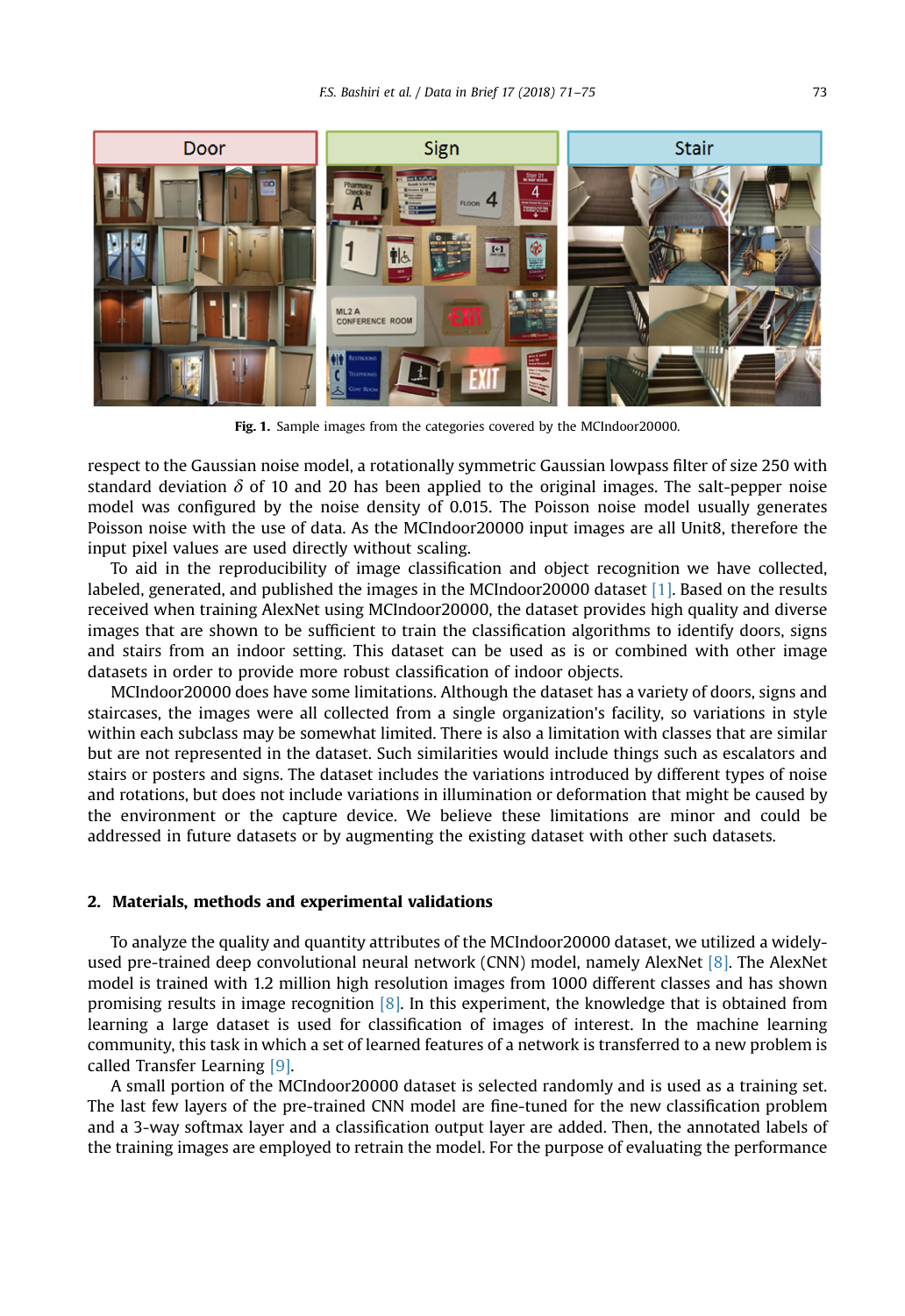Fig. 1. Sample images from the categories covered by the MCIndoor20000.

respect to the Gaussian noise model, a rotationally symmetric Gaussian lowpass filter of size 250 with standard deviation $\delta$ of 10 and 20 has been applied to the original images. The salt-pepper noise model was configured by the noise density of 0.015. The Poisson noise model usually generates Poisson noise with the use of data. As the MCIndoor20000 input images are all Unit8, therefore the input pixel values are used directly without scaling.

To aid in the reproducibility of image classification and object recognition we have collected, labeled, generated, and published the images in the MCIndoor20000 dataset [1]. Based on the results received when training AlexNet using MCIndoor20000, the dataset provides high quality and diverse images that are shown to be sufficient to train the classification algorithms to identify doors, signs and stairs from an indoor setting. This dataset can be used as is or combined with other image datasets in order to provide more robust classification of indoor objects.

MCIndoor20000 does have some limitations. Although the dataset has a variety of doors, signs and staircases, the images were all collected from a single organization's facility, so variations in style within each subclass may be somewhat limited. There is also a limitation with classes that are similar but are not represented in the dataset. Such similarities would include things such as escalators and stairs or posters and signs. The dataset includes the variations introduced by different types of noise and rotations, but does not include variations in illumination or deformation that might be caused by the environment or the capture device. We believe these limitations are minor and could be addressed in future datasets or by augmenting the existing dataset with other such datasets.

## 2. Materials, methods and experimental validations

To analyze the quality and quantity attributes of the MCIndoor20000 dataset, we utilized a widely-used pre-trained deep convolutional neural network (CNN) model, namely AlexNet [8]. The AlexNet model is trained with 1.2 million high resolution images from 1000 different classes and has shown promising results in image recognition [8]. In this experiment, the knowledge that is obtained from learning a large dataset is used for classification of images of interest. In the machine learning community, this task in which a set of learned features of a network is transferred to a new problem is called Transfer Learning [9].

A small portion of the MCIndoor20000 dataset is selected randomly and is used as a training set. The last few layers of the pre-trained CNN model are fine-tuned for the new classification problem and a 3-way softmax layer and a classification output layer are added. Then, the annotated labels of the training images are employed to retrain the model. For the purpose of evaluating the performance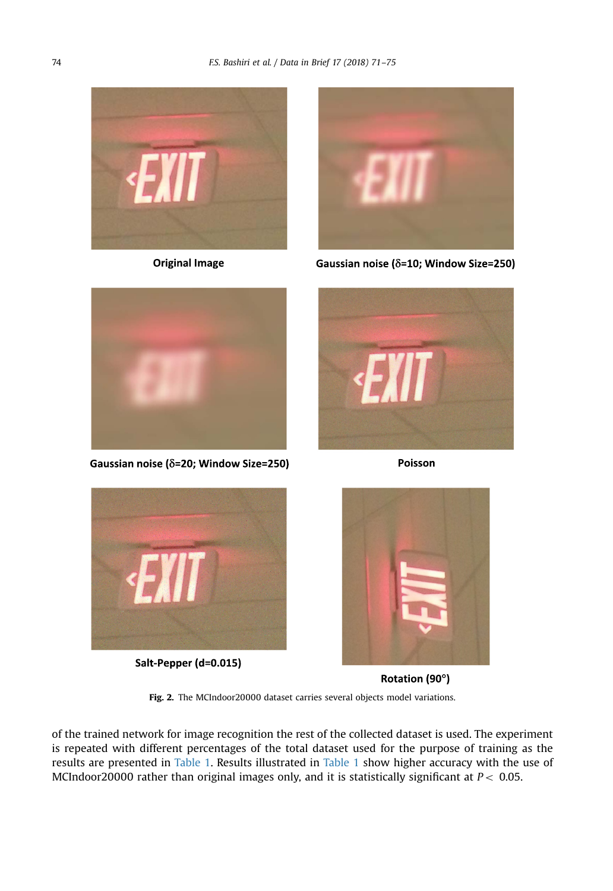Original Image

Gaussian noise ($\delta$=10; Window Size=250)

Gaussian noise ($\delta$=20; Window Size=250)

Poisson

Salt-Pepper (d=0.015)

Rotation (90°)

**Fig. 2.** The MCIndoor20000 dataset carries several objects model variations.

of the trained network for image recognition the rest of the collected dataset is used. The experiment is repeated with different percentages of the total dataset used for the purpose of training as the results are presented in Table 1. Results illustrated in Table 1 show higher accuracy with the use of MCIndoor20000 rather than original images only, and it is statistically significant at $P < 0.05$.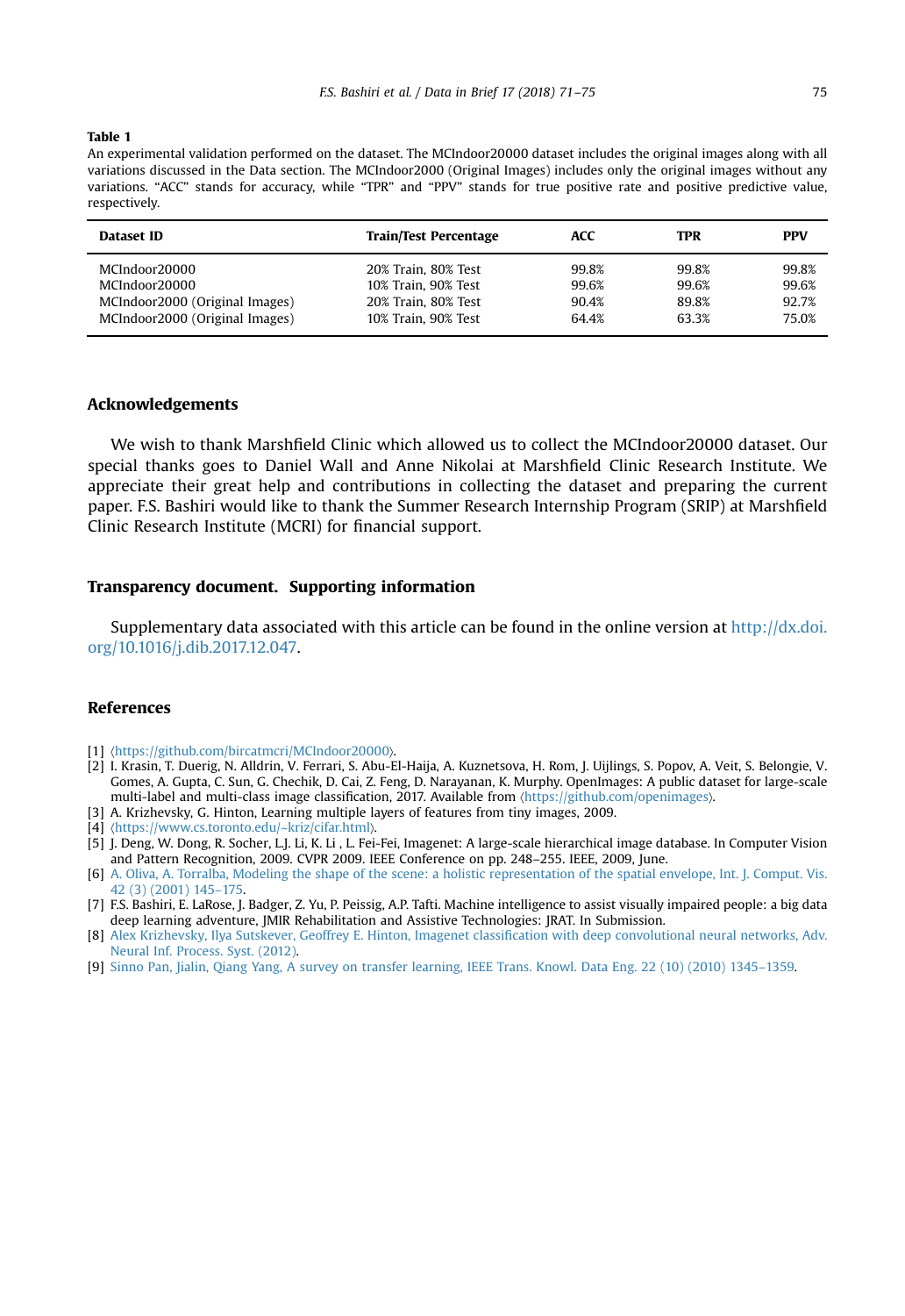**Table 1**
An experimental validation performed on the dataset. The MCIndoor20000 dataset includes the original images along with all variations discussed in the Data section. The MCIndoor2000 (Original Images) includes only the original images without any variations. "ACC" stands for accuracy, while "TPR" and "PPV" stands for true positive rate and positive predictive value, respectively.

| Dataset ID | Train/Test Percentage | ACC | TPR | PPV |
|---|---|---|---|---|
| MCIndoor20000 | 20% Train, 80% Test | 99.8% | 99.8% | 99.8% |
| MCIndoor20000 | 10% Train, 90% Test | 99.6% | 99.6% | 99.6% |
| MCIndoor2000 (Original Images) | 20% Train, 80% Test | 90.4% | 89.8% | 92.7% |
| MCIndoor2000 (Original Images) | 10% Train, 90% Test | 64.4% | 63.3% | 75.0% |

## Acknowledgements

We wish to thank Marshfield Clinic which allowed us to collect the MCIndoor20000 dataset. Our special thanks goes to Daniel Wall and Anne Nikolai at Marshfield Clinic Research Institute. We appreciate their great help and contributions in collecting the dataset and preparing the current paper. F.S. Bashiri would like to thank the Summer Research Internship Program (SRIP) at Marshfield Clinic Research Institute (MCRI) for financial support.

## Transparency document. Supporting information

Supplementary data associated with this article can be found in the online version at http://dx.doi.org/10.1016/j.dib.2017.12.047.

## References

[1] ⟨https://github.com/bircatmcri/MCIndoor20000⟩.
[2] I. Krasin, T. Duerig, N. Alldrin, V. Ferrari, S. Abu-El-Haija, A. Kuznetsova, H. Rom, J. Uijlings, S. Popov, A. Veit, S. Belongie, V. Gomes, A. Gupta, C. Sun, G. Chechik, D. Cai, Z. Feng, D. Narayanan, K. Murphy. OpenImages: A public dataset for large-scale multi-label and multi-class image classification, 2017. Available from ⟨https://github.com/openimages⟩.
[3] A. Krizhevsky, G. Hinton, Learning multiple layers of features from tiny images, 2009.
[4] ⟨https://www.cs.toronto.edu/~kriz/cifar.html⟩.
[5] J. Deng, W. Dong, R. Socher, L.J. Li, K. Li , L. Fei-Fei, Imagenet: A large-scale hierarchical image database. In Computer Vision and Pattern Recognition, 2009. CVPR 2009. IEEE Conference on pp. 248–255. IEEE, 2009, June.
[6] A. Oliva, A. Torralba, Modeling the shape of the scene: a holistic representation of the spatial envelope, Int. J. Comput. Vis. 42 (3) (2001) 145–175.
[7] F.S. Bashiri, E. LaRose, J. Badger, Z. Yu, P. Peissig, A.P. Tafti. Machine intelligence to assist visually impaired people: a big data deep learning adventure, JMIR Rehabilitation and Assistive Technologies: JRAT. In Submission.
[8] Alex Krizhevsky, Ilya Sutskever, Geoffrey E. Hinton, Imagenet classification with deep convolutional neural networks, Adv. Neural Inf. Process. Syst. (2012).
[9] Sinno Pan, Jialin, Qiang Yang, A survey on transfer learning, IEEE Trans. Knowl. Data Eng. 22 (10) (2010) 1345–1359.